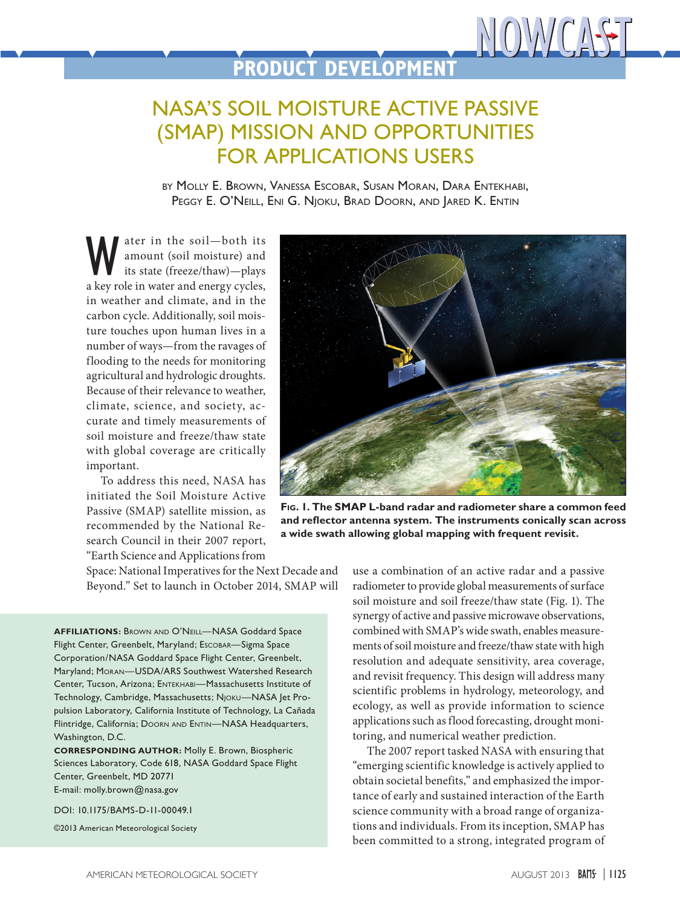# NOWCAST

## PRODUCT DEVELOPMENT

# NASA'S SOIL MOISTURE ACTIVE PASSIVE (SMAP) MISSION AND OPPORTUNITIES FOR APPLICATIONS USERS

BY MOLLY E. BROWN, VANESSA ESCOBAR, SUSAN MORAN, DARA ENTEKHABI, PEGGY E. O'NEILL, ENI G. NJOKU, BRAD DOORN, AND JARED K. ENTIN

Water in the soil—both its amount (soil moisture) and its state (freeze/thaw)—plays a key role in water and energy cycles, in weather and climate, and in the carbon cycle. Additionally, soil moisture touches upon human lives in a number of ways—from the ravages of flooding to the needs for monitoring agricultural and hydrologic droughts. Because of their relevance to weather, climate, science, and society, accurate and timely measurements of soil moisture and freeze/thaw state with global coverage are critically important.

To address this need, NASA has initiated the Soil Moisture Active Passive (SMAP) satellite mission, as recommended by the National Research Council in their 2007 report, "Earth Science and Applications from Space: National Imperatives for the Next Decade and Beyond." Set to launch in October 2014, SMAP will use a combination of an active radar and a passive radiometer to provide global measurements of surface soil moisture and soil freeze/thaw state (Fig. 1). The synergy of active and passive microwave observations, combined with SMAP's wide swath, enables measurements of soil moisture and freeze/thaw state with high resolution and adequate sensitivity, area coverage, and revisit frequency. This design will address many scientific problems in hydrology, meteorology, and ecology, as well as provide information to science applications such as flood forecasting, drought monitoring, and numerical weather prediction.

**Fig. 1. The SMAP L-band radar and radiometer share a common feed and reflector antenna system. The instruments conically scan across a wide swath allowing global mapping with frequent revisit.**

The 2007 report tasked NASA with ensuring that "emerging scientific knowledge is actively applied to obtain societal benefits," and emphasized the importance of early and sustained interaction of the Earth science community with a broad range of organizations and individuals. From its inception, SMAP has been committed to a strong, integrated program of

**AFFILIATIONS:** BROWN AND O'NEILL—NASA Goddard Space Flight Center, Greenbelt, Maryland; ESCOBAR—Sigma Space Corporation/NASA Goddard Space Flight Center, Greenbelt, Maryland; MORAN—USDA/ARS Southwest Watershed Research Center, Tucson, Arizona; ENTEKHABI—Massachusetts Institute of Technology, Cambridge, Massachusetts; NJOKU—NASA Jet Propulsion Laboratory, California Institute of Technology, La Cañada Flintridge, California; DOORN AND ENTIN—NASA Headquarters, Washington, D.C.

**CORRESPONDING AUTHOR:** Molly E. Brown, Biospheric Sciences Laboratory, Code 618, NASA Goddard Space Flight Center, Greenbelt, MD 20771
E-mail: molly.brown@nasa.gov

DOI: 10.1175/BAMS-D-11-00049.1

©2013 American Meteorological Society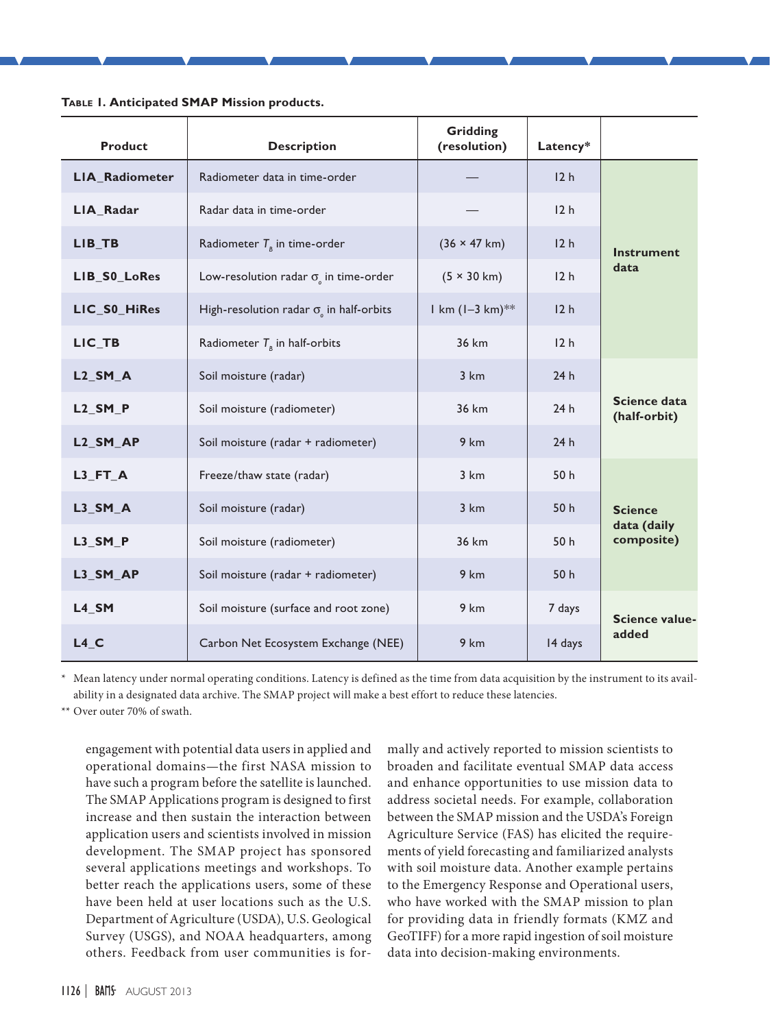**Table 1. Anticipated SMAP Mission products.**

| Product | Description | Gridding (resolution) | Latency* | |
|---|---|---|---|---|
| **L1A_Radiometer** | Radiometer data in time-order | — | 12 h | **Instrument data** |
| **L1A_Radar** | Radar data in time-order | — | 12 h | |
| **L1B_TB** | Radiometer $T_B$ in time-order | (36 × 47 km) | 12 h | |
| **L1B_S0_LoRes** | Low-resolution radar $\sigma_o$ in time-order | (5 × 30 km) | 12 h | |
| **L1C_S0_HiRes** | High-resolution radar $\sigma_o$ in half-orbits | 1 km (1–3 km)** | 12 h | |
| **L1C_TB** | Radiometer $T_B$ in half-orbits | 36 km | 12 h | |
| **L2_SM_A** | Soil moisture (radar) | 3 km | 24 h | **Science data (half-orbit)** |
| **L2_SM_P** | Soil moisture (radiometer) | 36 km | 24 h | |
| **L2_SM_AP** | Soil moisture (radar + radiometer) | 9 km | 24 h | |
| **L3_FT_A** | Freeze/thaw state (radar) | 3 km | 50 h | **Science data (daily composite)** |
| **L3_SM_A** | Soil moisture (radar) | 3 km | 50 h | |
| **L3_SM_P** | Soil moisture (radiometer) | 36 km | 50 h | |
| **L3_SM_AP** | Soil moisture (radar + radiometer) | 9 km | 50 h | |
| **L4_SM** | Soil moisture (surface and root zone) | 9 km | 7 days | **Science value-added** |
| **L4_C** | Carbon Net Ecosystem Exchange (NEE) | 9 km | 14 days | |

\* Mean latency under normal operating conditions. Latency is defined as the time from data acquisition by the instrument to its availability in a designated data archive. The SMAP project will make a best effort to reduce these latencies.

\*\* Over outer 70% of swath.

engagement with potential data users in applied and operational domains—the first NASA mission to have such a program before the satellite is launched. The SMAP Applications program is designed to first increase and then sustain the interaction between application users and scientists involved in mission development. The SMAP project has sponsored several applications meetings and workshops. To better reach the applications users, some of these have been held at user locations such as the U.S. Department of Agriculture (USDA), U.S. Geological Survey (USGS), and NOAA headquarters, among others. Feedback from user communities is formally and actively reported to mission scientists to broaden and facilitate eventual SMAP data access and enhance opportunities to use mission data to address societal needs. For example, collaboration between the SMAP mission and the USDA's Foreign Agriculture Service (FAS) has elicited the requirements of yield forecasting and familiarized analysts with soil moisture data. Another example pertains to the Emergency Response and Operational users, who have worked with the SMAP mission to plan for providing data in friendly formats (KMZ and GeoTIFF) for a more rapid ingestion of soil moisture data into decision-making environments.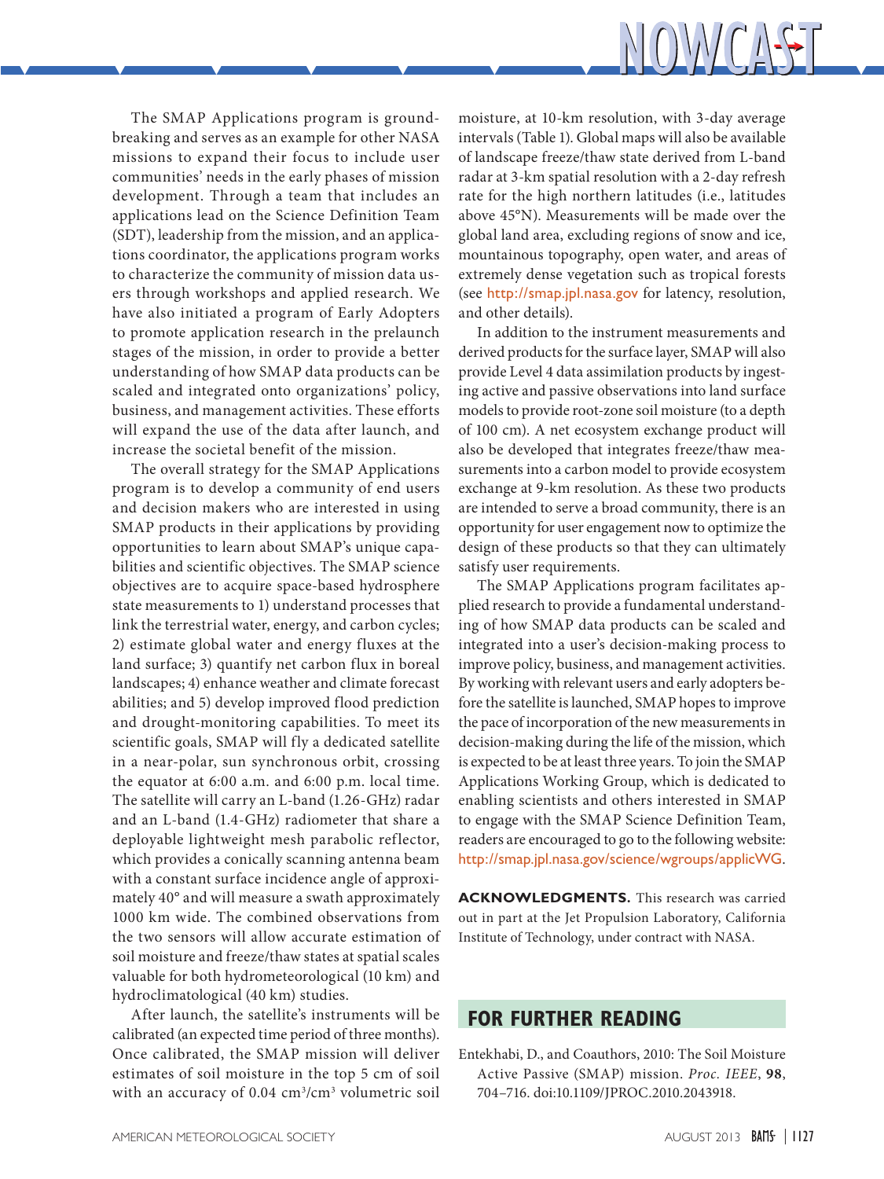The SMAP Applications program is groundbreaking and serves as an example for other NASA missions to expand their focus to include user communities' needs in the early phases of mission development. Through a team that includes an applications lead on the Science Definition Team (SDT), leadership from the mission, and an applications coordinator, the applications program works to characterize the community of mission data users through workshops and applied research. We have also initiated a program of Early Adopters to promote application research in the prelaunch stages of the mission, in order to provide a better understanding of how SMAP data products can be scaled and integrated onto organizations' policy, business, and management activities. These efforts will expand the use of the data after launch, and increase the societal benefit of the mission.

The overall strategy for the SMAP Applications program is to develop a community of end users and decision makers who are interested in using SMAP products in their applications by providing opportunities to learn about SMAP's unique capabilities and scientific objectives. The SMAP science objectives are to acquire space-based hydrosphere state measurements to 1) understand processes that link the terrestrial water, energy, and carbon cycles; 2) estimate global water and energy fluxes at the land surface; 3) quantify net carbon flux in boreal landscapes; 4) enhance weather and climate forecast abilities; and 5) develop improved flood prediction and drought-monitoring capabilities. To meet its scientific goals, SMAP will fly a dedicated satellite in a near-polar, sun synchronous orbit, crossing the equator at 6:00 a.m. and 6:00 p.m. local time. The satellite will carry an L-band (1.26-GHz) radar and an L-band (1.4-GHz) radiometer that share a deployable lightweight mesh parabolic reflector, which provides a conically scanning antenna beam with a constant surface incidence angle of approximately 40° and will measure a swath approximately 1000 km wide. The combined observations from the two sensors will allow accurate estimation of soil moisture and freeze/thaw states at spatial scales valuable for both hydrometeorological (10 km) and hydroclimatological (40 km) studies.

After launch, the satellite's instruments will be calibrated (an expected time period of three months). Once calibrated, the SMAP mission will deliver estimates of soil moisture in the top 5 cm of soil with an accuracy of 0.04 $cm^3/cm^3$ volumetric soil moisture, at 10-km resolution, with 3-day average intervals (Table 1). Global maps will also be available of landscape freeze/thaw state derived from L-band radar at 3-km spatial resolution with a 2-day refresh rate for the high northern latitudes (i.e., latitudes above 45°N). Measurements will be made over the global land area, excluding regions of snow and ice, mountainous topography, open water, and areas of extremely dense vegetation such as tropical forests (see http://smap.jpl.nasa.gov for latency, resolution, and other details).

In addition to the instrument measurements and derived products for the surface layer, SMAP will also provide Level 4 data assimilation products by ingesting active and passive observations into land surface models to provide root-zone soil moisture (to a depth of 100 cm). A net ecosystem exchange product will also be developed that integrates freeze/thaw measurements into a carbon model to provide ecosystem exchange at 9-km resolution. As these two products are intended to serve a broad community, there is an opportunity for user engagement now to optimize the design of these products so that they can ultimately satisfy user requirements.

The SMAP Applications program facilitates applied research to provide a fundamental understanding of how SMAP data products can be scaled and integrated into a user's decision-making process to improve policy, business, and management activities. By working with relevant users and early adopters before the satellite is launched, SMAP hopes to improve the pace of incorporation of the new measurements in decision-making during the life of the mission, which is expected to be at least three years. To join the SMAP Applications Working Group, which is dedicated to enabling scientists and others interested in SMAP to engage with the SMAP Science Definition Team, readers are encouraged to go to the following website: http://smap.jpl.nasa.gov/science/wgroups/applicWG.

**ACKNOWLEDGMENTS.** This research was carried out in part at the Jet Propulsion Laboratory, California Institute of Technology, under contract with NASA.

## FOR FURTHER READING

Entekhabi, D., and Coauthors, 2010: The Soil Moisture Active Passive (SMAP) mission. *Proc. IEEE*, **98**, 704–716. doi:10.1109/JPROC.2010.2043918.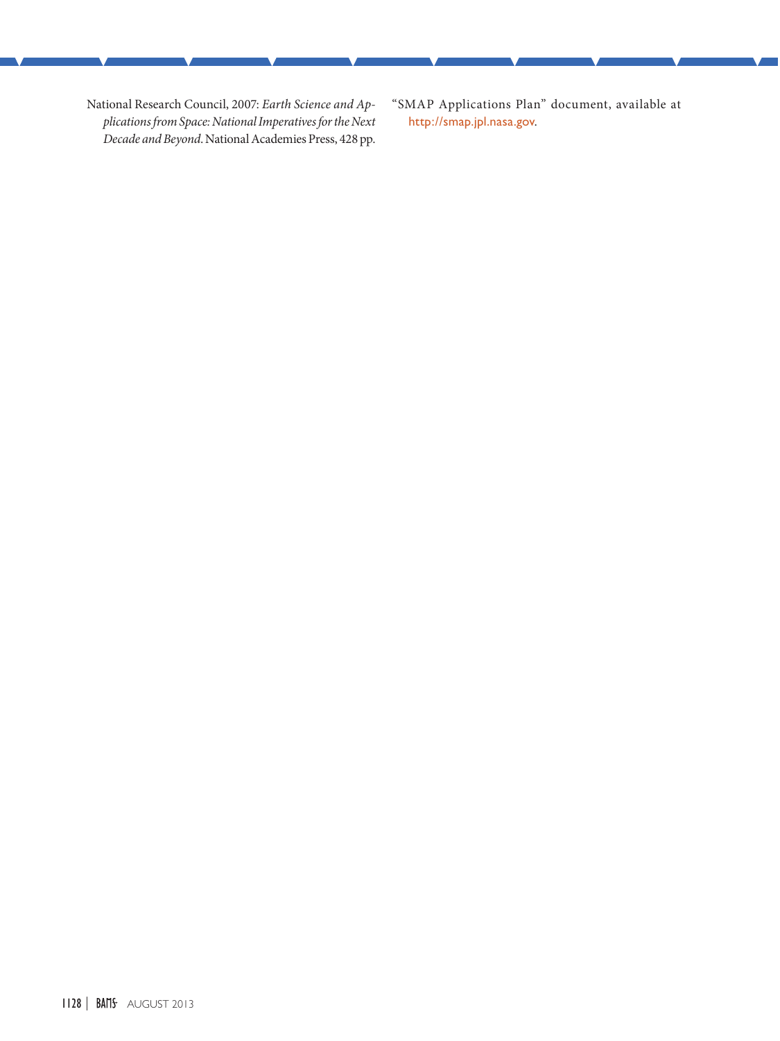National Research Council, 2007: *Earth Science and Applications from Space: National Imperatives for the Next Decade and Beyond.* National Academies Press, 428 pp.

"SMAP Applications Plan" document, available at http://smap.jpl.nasa.gov.